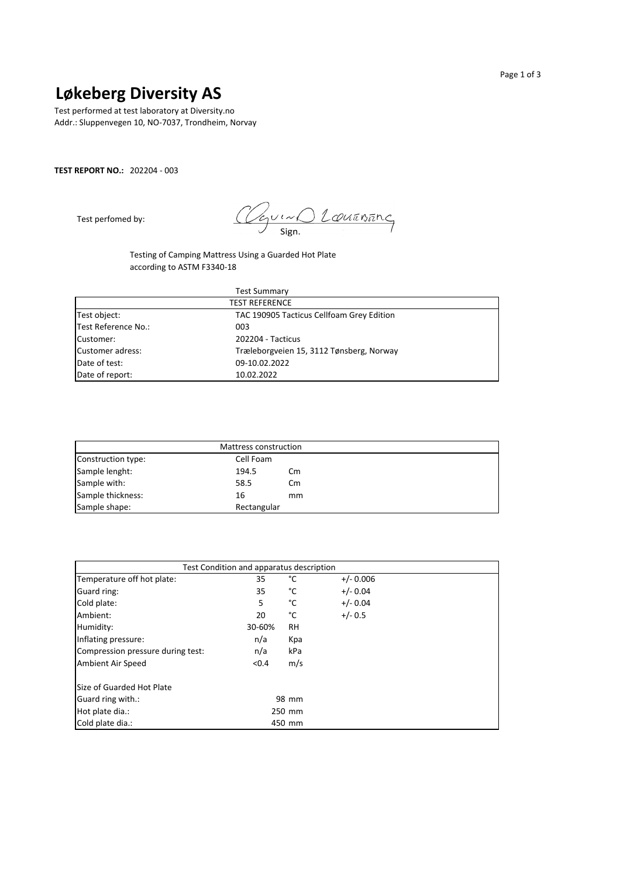# Løkeberg Diversity AS

Test performed at test laboratory at Diversity.no
Addr.: Sluppenvegen 10, NO-7037, Trondheim, Norvay

**TEST REPORT NO.:** 202204 - 003

Test perfomed by: Sign.

Testing of Camping Mattress Using a Guarded Hot Plate according to ASTM F3340-18

Test Summary

| TEST REFERENCE | |
|---|---|
| Test object: | TAC 190905 Tacticus Cellfoam Grey Edition |
| Test Reference No.: | 003 |
| Customer: | 202204 - Tacticus |
| Customer adress: | Træleborgveien 15, 3112 Tønsberg, Norway |
| Date of test: | 09-10.02.2022 |
| Date of report: | 10.02.2022 |

| Mattress construction | | |
|---|---|---|
| Construction type: | Cell Foam | |
| Sample lenght: | 194.5 | Cm |
| Sample with: | 58.5 | Cm |
| Sample thickness: | 16 | mm |
| Sample shape: | Rectangular | |

| Test Condition and apparatus description | | | |
|---|---|---|---|
| Temperature off hot plate: | 35 | °C | +/- 0.006 |
| Guard ring: | 35 | °C | +/- 0.04 |
| Cold plate: | 5 | °C | +/- 0.04 |
| Ambient: | 20 | °C | +/- 0.5 |
| Humidity: | 30-60% | RH | |
| Inflating pressure: | n/a | Kpa | |
| Compression pressure during test: | n/a | kPa | |
| Ambient Air Speed | <0.4 | m/s | |
| | | | |
| Size of Guarded Hot Plate | | | |
| Guard ring with.: | 98 mm | | |
| Hot plate dia.: | 250 mm | | |
| Cold plate dia.: | 450 mm | | |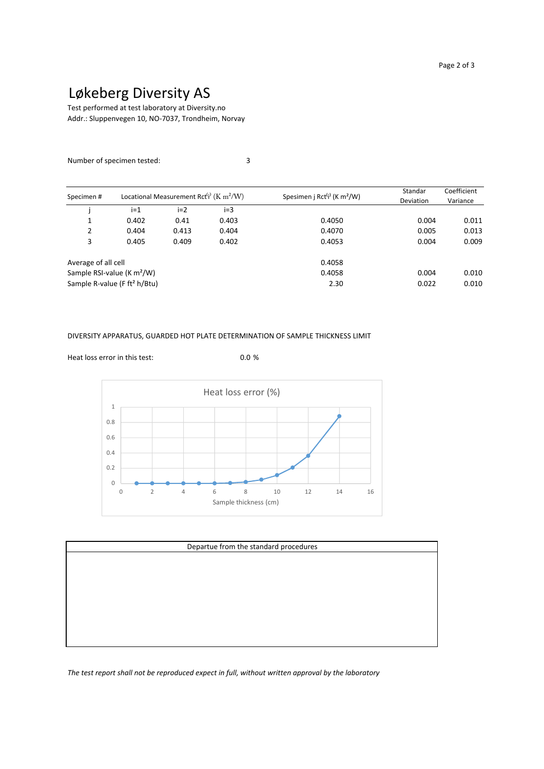# Løkeberg Diversity AS

Test performed at test laboratory at Diversity.no
Addr.: Sluppenvegen 10, NO-7037, Trondheim, Norvay

Number of specimen tested: 3

| Specimen # | Locational Measurement $Rct^{(i)}$ (K m²/W) | | | Spesimen j $Rct^{(j)}$ (K m²/W) | Standar Deviation | Coefficient Variance |
|---|---|---|---|---|---|---|
| j | i=1 | i=2 | i=3 | | | |
| 1 | 0.402 | 0.41 | 0.403 | 0.4050 | 0.004 | 0.011 |
| 2 | 0.404 | 0.413 | 0.404 | 0.4070 | 0.005 | 0.013 |
| 3 | 0.405 | 0.409 | 0.402 | 0.4053 | 0.004 | 0.009 |
| Average of all cell | | | | 0.4058 | | |
| Sample RSI-value (K m²/W) | | | | 0.4058 | 0.004 | 0.010 |
| Sample R-value (F ft² h/Btu) | | | | 2.30 | 0.022 | 0.010 |

DIVERSITY APPARATUS, GUARDED HOT PLATE DETERMINATION OF SAMPLE THICKNESS LIMIT

Heat loss error in this test: 0.0 %

Heat loss error (%)

Sample thickness (cm)

| Departue from the standard procedures |
|---|
| |

*The test report shall not be reproduced expect in full, without written approval by the laboratory*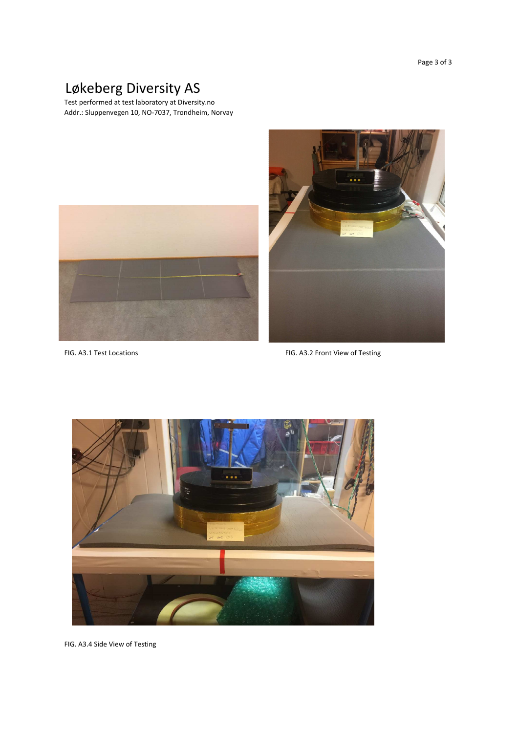# Løkeberg Diversity AS

Test performed at test laboratory at Diversity.no
Addr.: Sluppenvegen 10, NO-7037, Trondheim, Norvay

FIG. A3.1 Test Locations

FIG. A3.2 Front View of Testing

FIG. A3.4 Side View of Testing